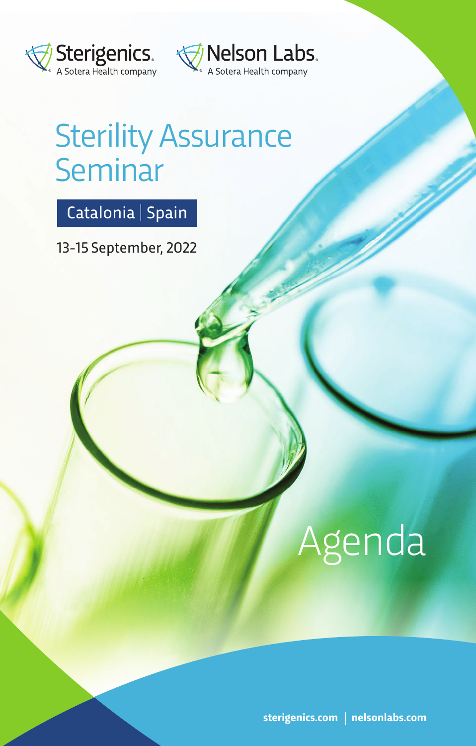Sterigenics® A Sotera Health company

Nelson Labs® A Sotera Health company

# Sterility Assurance Seminar

Catalonia | Spain

13-15 September, 2022

# Agenda

sterigenics.com | nelsonlabs.com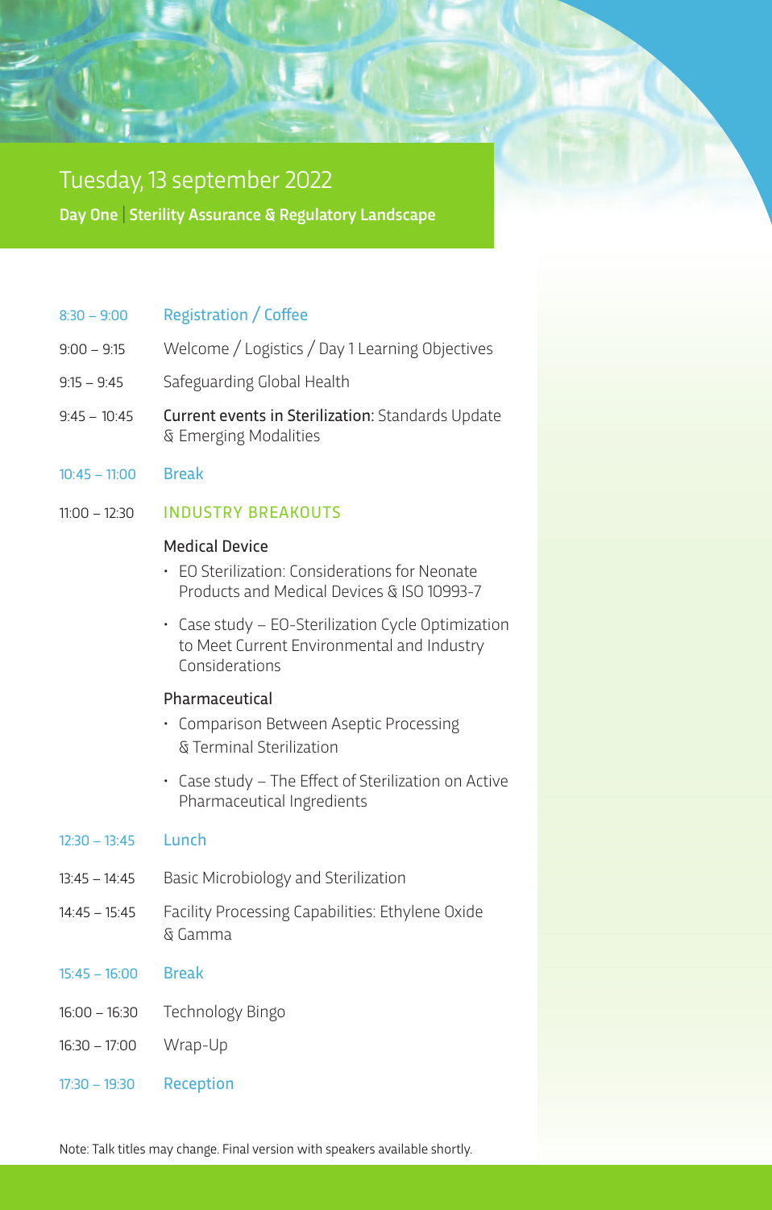# Tuesday, 13 september 2022

**Day One | Sterility Assurance & Regulatory Landscape**

| | |
|---|---|
| 8:30 – 9:00 | Registration / Coffee |
| 9:00 – 9:15 | Welcome / Logistics / Day 1 Learning Objectives |
| 9:15 – 9:45 | Safeguarding Global Health |
| 9:45 – 10:45 | **Current events in Sterilization:** Standards Update & Emerging Modalities |
| 10:45 – 11:00 | Break |
| 11:00 – 12:30 | INDUSTRY BREAKOUTS |

**Medical Device**

- EO Sterilization: Considerations for Neonate Products and Medical Devices & ISO 10993-7
- Case study – EO-Sterilization Cycle Optimization to Meet Current Environmental and Industry Considerations

**Pharmaceutical**

- Comparison Between Aseptic Processing & Terminal Sterilization
- Case study – The Effect of Sterilization on Active Pharmaceutical Ingredients

| | |
|---|---|
| 12:30 – 13:45 | Lunch |
| 13:45 – 14:45 | Basic Microbiology and Sterilization |
| 14:45 – 15:45 | Facility Processing Capabilities: Ethylene Oxide & Gamma |
| 15:45 – 16:00 | Break |
| 16:00 – 16:30 | Technology Bingo |
| 16:30 – 17:00 | Wrap-Up |
| 17:30 – 19:30 | Reception |

Note: Talk titles may change. Final version with speakers available shortly.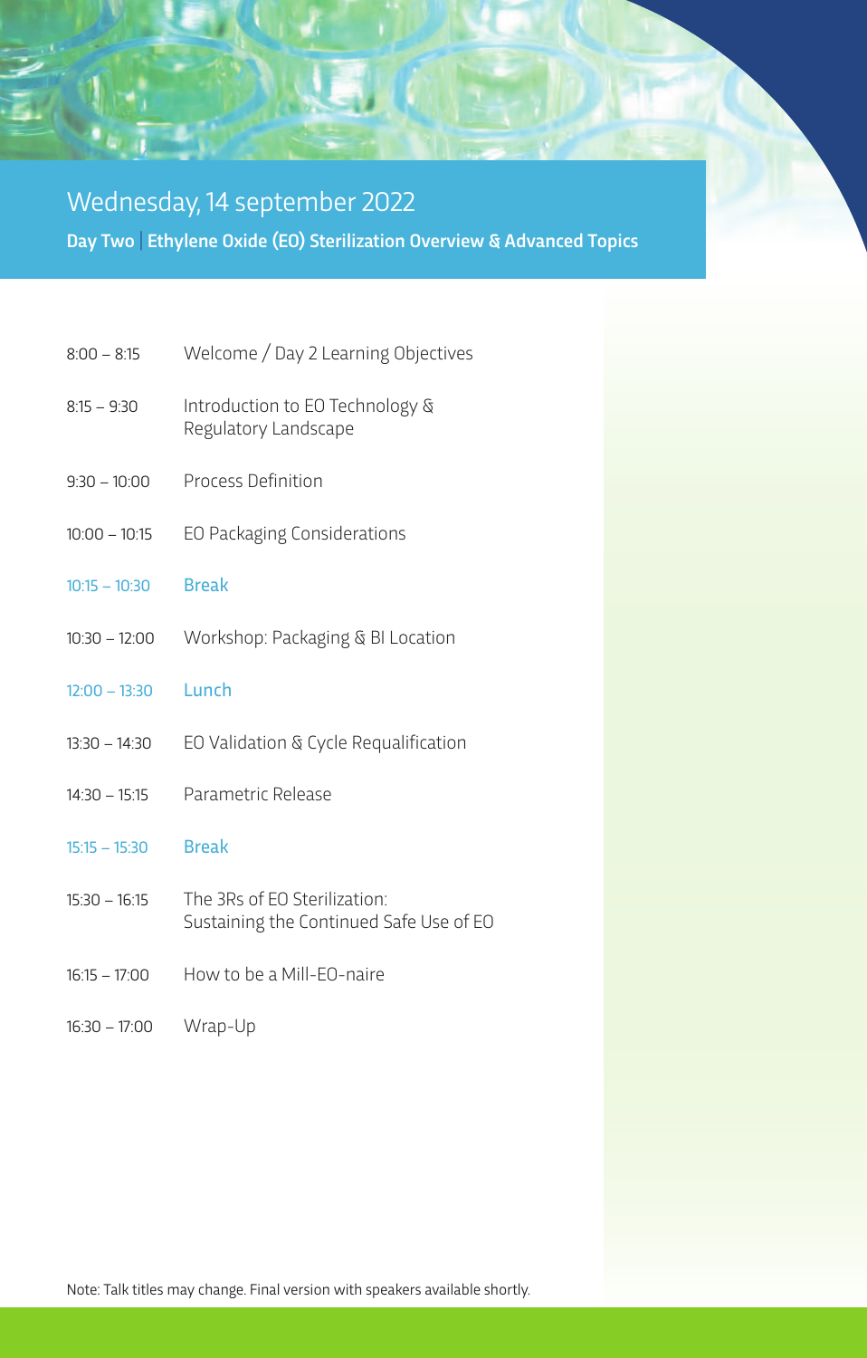# Wednesday, 14 september 2022

**Day Two | Ethylene Oxide (EO) Sterilization Overview & Advanced Topics**

| Time | Session |
| --- | --- |
| 8:00 – 8:15 | Welcome / Day 2 Learning Objectives |
| 8:15 – 9:30 | Introduction to EO Technology & Regulatory Landscape |
| 9:30 – 10:00 | Process Definition |
| 10:00 – 10:15 | EO Packaging Considerations |
| 10:15 – 10:30 | Break |
| 10:30 – 12:00 | Workshop: Packaging & BI Location |
| 12:00 – 13:30 | Lunch |
| 13:30 – 14:30 | EO Validation & Cycle Requalification |
| 14:30 – 15:15 | Parametric Release |
| 15:15 – 15:30 | Break |
| 15:30 – 16:15 | The 3Rs of EO Sterilization: Sustaining the Continued Safe Use of EO |
| 16:15 – 17:00 | How to be a Mill-EO-naire |
| 16:30 – 17:00 | Wrap-Up |

Note: Talk titles may change. Final version with speakers available shortly.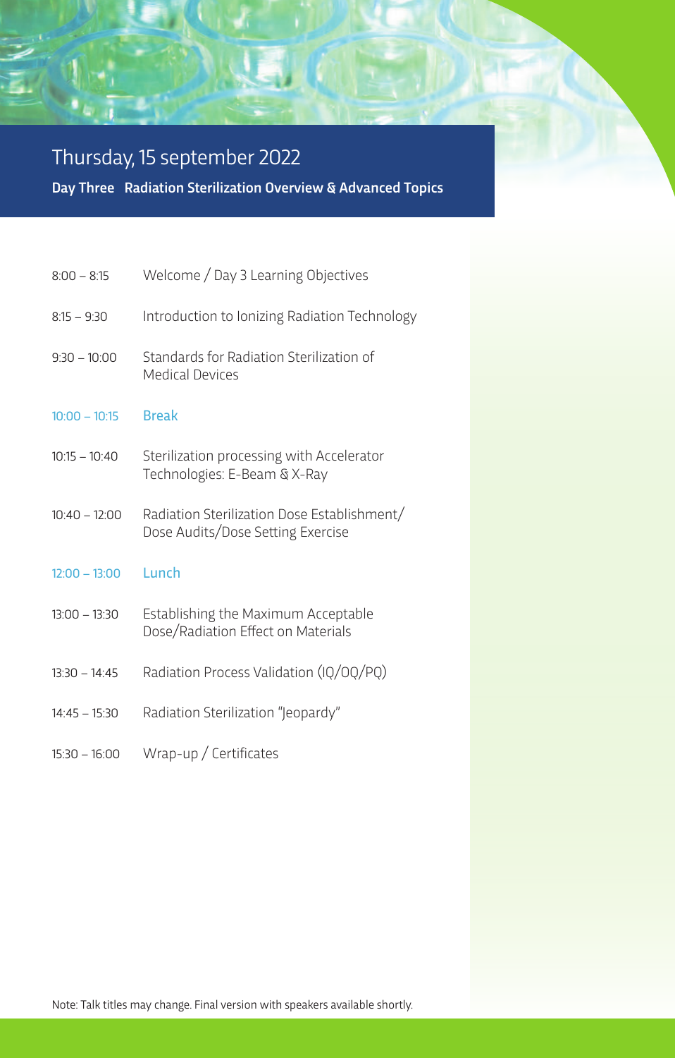# Thursday, 15 september 2022

**Day Three Radiation Sterilization Overview & Advanced Topics**

| | |
|---|---|
| 8:00 – 8:15 | Welcome / Day 3 Learning Objectives |
| 8:15 – 9:30 | Introduction to Ionizing Radiation Technology |
| 9:30 – 10:00 | Standards for Radiation Sterilization of Medical Devices |
| 10:00 – 10:15 | Break |
| 10:15 – 10:40 | Sterilization processing with Accelerator Technologies: E-Beam & X-Ray |
| 10:40 – 12:00 | Radiation Sterilization Dose Establishment/ Dose Audits/Dose Setting Exercise |
| 12:00 – 13:00 | Lunch |
| 13:00 – 13:30 | Establishing the Maximum Acceptable Dose/Radiation Effect on Materials |
| 13:30 – 14:45 | Radiation Process Validation (IQ/OQ/PQ) |
| 14:45 – 15:30 | Radiation Sterilization "Jeopardy" |
| 15:30 – 16:00 | Wrap-up / Certificates |

Note: Talk titles may change. Final version with speakers available shortly.